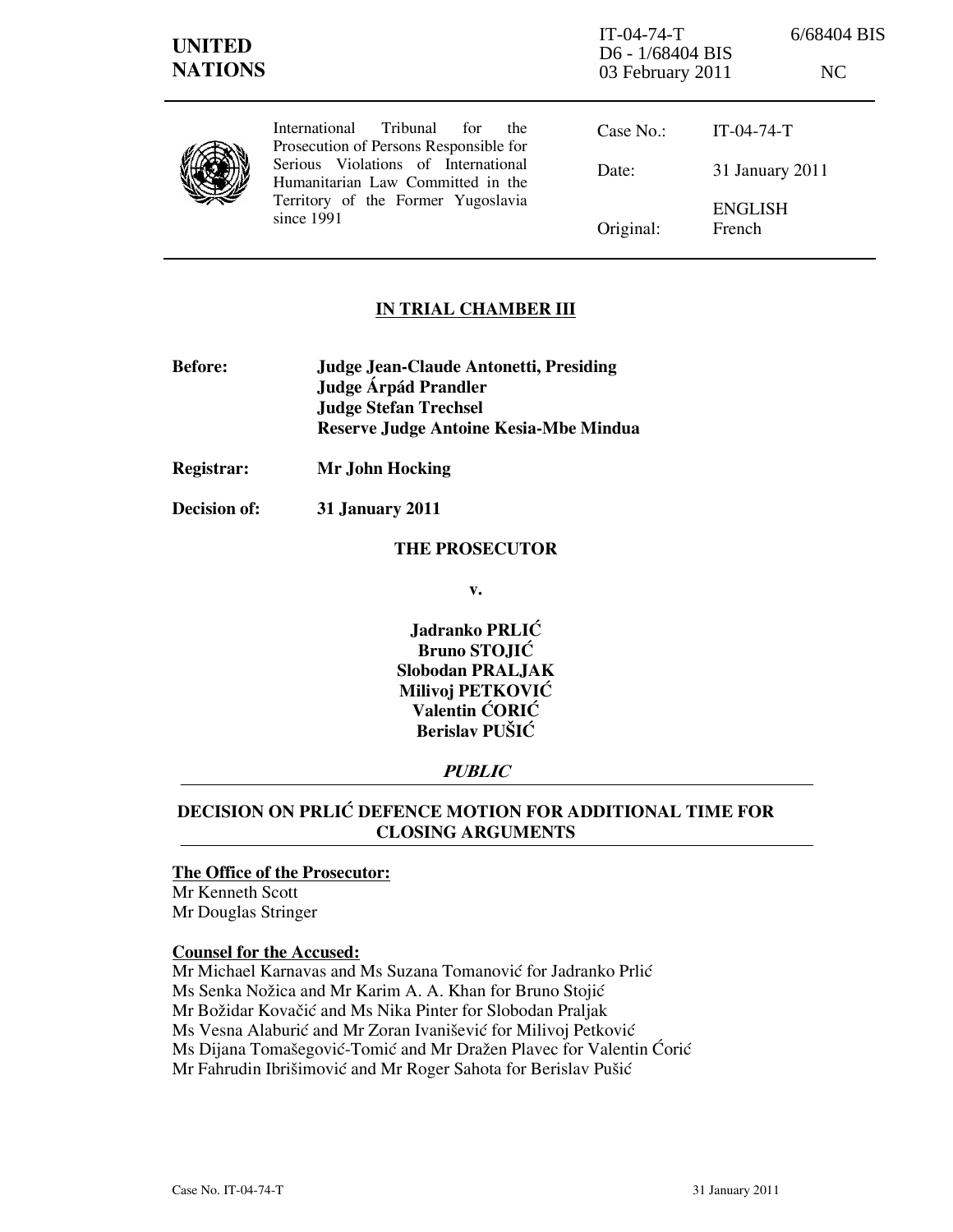IT-04-74-T 6/68404 BIS
D6 - 1/68404 BIS
03 February 2011 NC

**UNITED NATIONS**

International Tribunal for the Prosecution of Persons Responsible for Serious Violations of International Humanitarian Law Committed in the Territory of the Former Yugoslavia since 1991

Case No.: IT-04-74-T

Date: 31 January 2011

Original: ENGLISH French

## IN TRIAL CHAMBER III

**Before:** **Judge Jean-Claude Antonetti, Presiding**
**Judge Árpád Prandler**
**Judge Stefan Trechsel**
**Reserve Judge Antoine Kesia-Mbe Mindua**

**Registrar:** **Mr John Hocking**

**Decision of:** **31 January 2011**

**THE PROSECUTOR**

**v.**

**Jadranko PRLIĆ**
**Bruno STOJIĆ**
**Slobodan PRALJAK**
**Milivoj PETKOVIĆ**
**Valentin ĆORIĆ**
**Berislav PUŠIĆ**

***PUBLIC***

## DECISION ON PRLIĆ DEFENCE MOTION FOR ADDITIONAL TIME FOR CLOSING ARGUMENTS

**The Office of the Prosecutor:**
Mr Kenneth Scott
Mr Douglas Stringer

**Counsel for the Accused:**
Mr Michael Karnavas and Ms Suzana Tomanović for Jadranko Prlić
Ms Senka Nožica and Mr Karim A. A. Khan for Bruno Stojić
Mr Božidar Kovačić and Ms Nika Pinter for Slobodan Praljak
Ms Vesna Alaburić and Mr Zoran Ivanišević for Milivoj Petković
Ms Dijana Tomašegović-Tomić and Mr Dražen Plavec for Valentin Ćorić
Mr Fahrudin Ibrišimović and Mr Roger Sahota for Berislav Pušić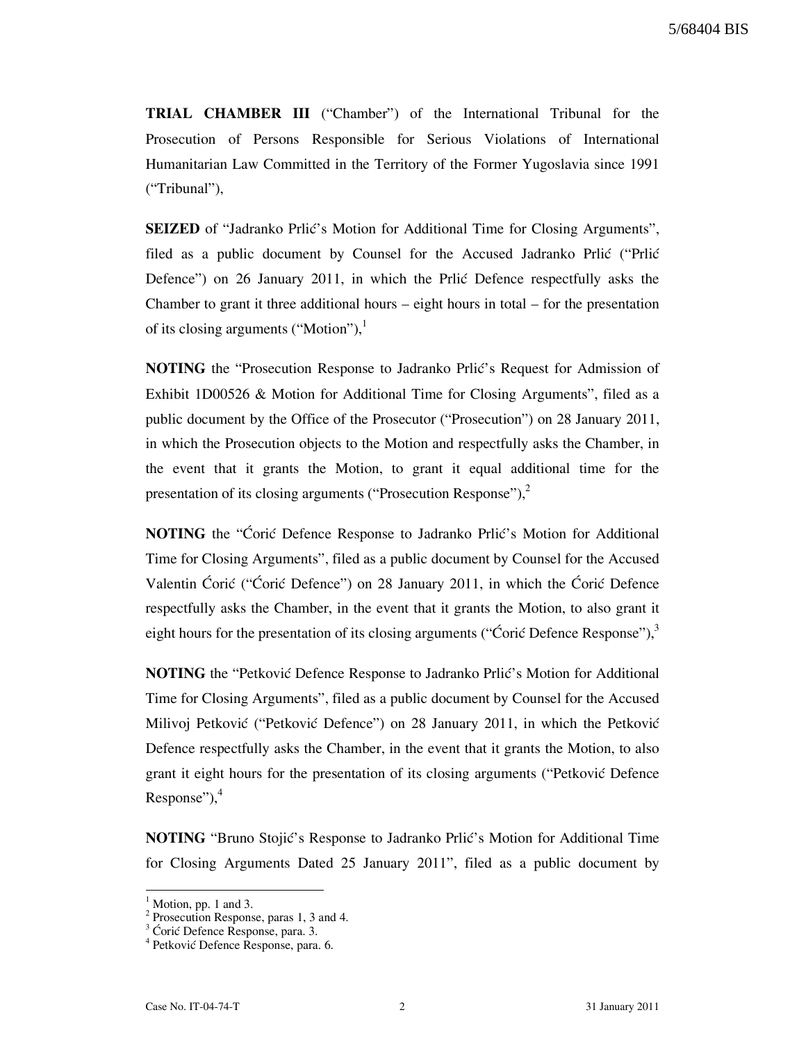**TRIAL CHAMBER III** ("Chamber") of the International Tribunal for the Prosecution of Persons Responsible for Serious Violations of International Humanitarian Law Committed in the Territory of the Former Yugoslavia since 1991 ("Tribunal"),

**SEIZED** of "Jadranko Prlić's Motion for Additional Time for Closing Arguments", filed as a public document by Counsel for the Accused Jadranko Prlić ("Prlić Defence") on 26 January 2011, in which the Prlić Defence respectfully asks the Chamber to grant it three additional hours – eight hours in total – for the presentation of its closing arguments ("Motion"),[1]

**NOTING** the "Prosecution Response to Jadranko Prlić's Request for Admission of Exhibit 1D00526 & Motion for Additional Time for Closing Arguments", filed as a public document by the Office of the Prosecutor ("Prosecution") on 28 January 2011, in which the Prosecution objects to the Motion and respectfully asks the Chamber, in the event that it grants the Motion, to grant it equal additional time for the presentation of its closing arguments ("Prosecution Response"),[2]

**NOTING** the "Ćorić Defence Response to Jadranko Prlić's Motion for Additional Time for Closing Arguments", filed as a public document by Counsel for the Accused Valentin Ćorić ("Ćorić Defence") on 28 January 2011, in which the Ćorić Defence respectfully asks the Chamber, in the event that it grants the Motion, to also grant it eight hours for the presentation of its closing arguments ("Ćorić Defence Response"),[3]

**NOTING** the "Petković Defence Response to Jadranko Prlić's Motion for Additional Time for Closing Arguments", filed as a public document by Counsel for the Accused Milivoj Petković ("Petković Defence") on 28 January 2011, in which the Petković Defence respectfully asks the Chamber, in the event that it grants the Motion, to also grant it eight hours for the presentation of its closing arguments ("Petković Defence Response"),[4]

**NOTING** "Bruno Stojić's Response to Jadranko Prlić's Motion for Additional Time for Closing Arguments Dated 25 January 2011", filed as a public document by

---

[1] Motion, pp. 1 and 3.
[2] Prosecution Response, paras 1, 3 and 4.
[3] Ćorić Defence Response, para. 3.
[4] Petković Defence Response, para. 6.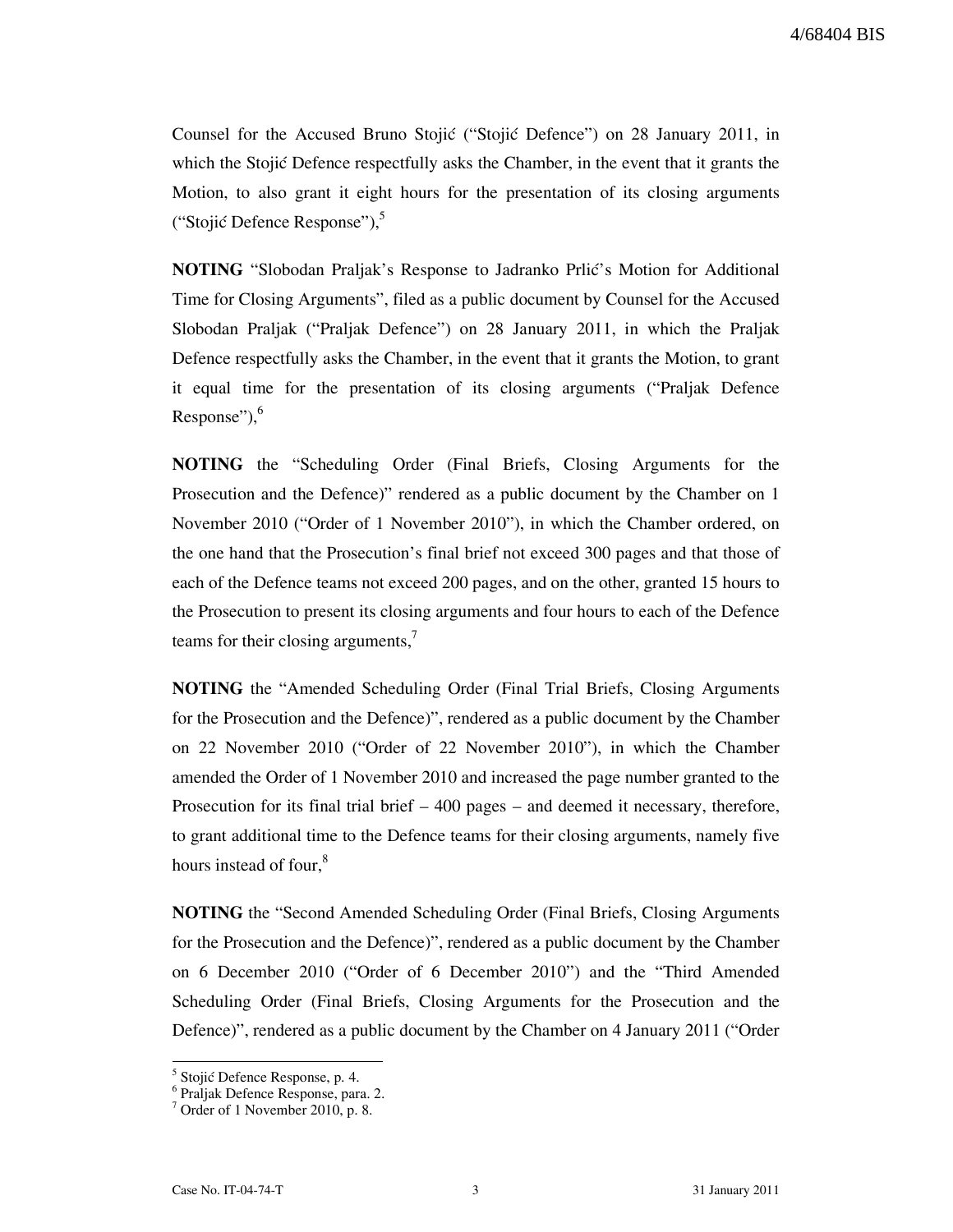Counsel for the Accused Bruno Stojić ("Stojić Defence") on 28 January 2011, in which the Stojić Defence respectfully asks the Chamber, in the event that it grants the Motion, to also grant it eight hours for the presentation of its closing arguments ("Stojić Defence Response"),[5]

**NOTING** "Slobodan Praljak's Response to Jadranko Prlić's Motion for Additional Time for Closing Arguments", filed as a public document by Counsel for the Accused Slobodan Praljak ("Praljak Defence") on 28 January 2011, in which the Praljak Defence respectfully asks the Chamber, in the event that it grants the Motion, to grant it equal time for the presentation of its closing arguments ("Praljak Defence Response"),[6]

**NOTING** the "Scheduling Order (Final Briefs, Closing Arguments for the Prosecution and the Defence)" rendered as a public document by the Chamber on 1 November 2010 ("Order of 1 November 2010"), in which the Chamber ordered, on the one hand that the Prosecution's final brief not exceed 300 pages and that those of each of the Defence teams not exceed 200 pages, and on the other, granted 15 hours to the Prosecution to present its closing arguments and four hours to each of the Defence teams for their closing arguments,[7]

**NOTING** the "Amended Scheduling Order (Final Trial Briefs, Closing Arguments for the Prosecution and the Defence)", rendered as a public document by the Chamber on 22 November 2010 ("Order of 22 November 2010"), in which the Chamber amended the Order of 1 November 2010 and increased the page number granted to the Prosecution for its final trial brief – 400 pages – and deemed it necessary, therefore, to grant additional time to the Defence teams for their closing arguments, namely five hours instead of four,[8]

**NOTING** the "Second Amended Scheduling Order (Final Briefs, Closing Arguments for the Prosecution and the Defence)", rendered as a public document by the Chamber on 6 December 2010 ("Order of 6 December 2010") and the "Third Amended Scheduling Order (Final Briefs, Closing Arguments for the Prosecution and the Defence)", rendered as a public document by the Chamber on 4 January 2011 ("Order

---

[5] Stojić Defence Response, p. 4.

[6] Praljak Defence Response, para. 2.

[7] Order of 1 November 2010, p. 8.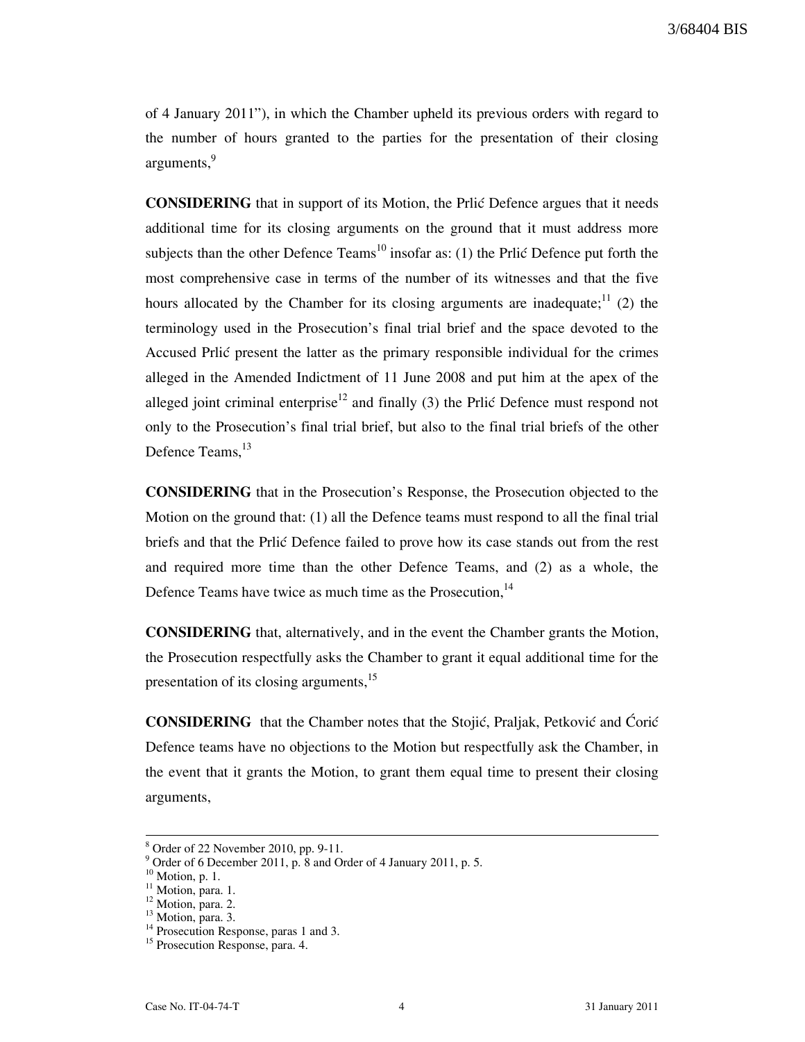of 4 January 2011"), in which the Chamber upheld its previous orders with regard to the number of hours granted to the parties for the presentation of their closing arguments,[9]

**CONSIDERING** that in support of its Motion, the Prlić Defence argues that it needs additional time for its closing arguments on the ground that it must address more subjects than the other Defence Teams[10] insofar as: (1) the Prlić Defence put forth the most comprehensive case in terms of the number of its witnesses and that the five hours allocated by the Chamber for its closing arguments are inadequate;[11] (2) the terminology used in the Prosecution's final trial brief and the space devoted to the Accused Prlić present the latter as the primary responsible individual for the crimes alleged in the Amended Indictment of 11 June 2008 and put him at the apex of the alleged joint criminal enterprise[12] and finally (3) the Prlić Defence must respond not only to the Prosecution's final trial brief, but also to the final trial briefs of the other Defence Teams,[13]

**CONSIDERING** that in the Prosecution's Response, the Prosecution objected to the Motion on the ground that: (1) all the Defence teams must respond to all the final trial briefs and that the Prlić Defence failed to prove how its case stands out from the rest and required more time than the other Defence Teams, and (2) as a whole, the Defence Teams have twice as much time as the Prosecution,[14]

**CONSIDERING** that, alternatively, and in the event the Chamber grants the Motion, the Prosecution respectfully asks the Chamber to grant it equal additional time for the presentation of its closing arguments,[15]

**CONSIDERING** that the Chamber notes that the Stojić, Praljak, Petković and Ćorić Defence teams have no objections to the Motion but respectfully ask the Chamber, in the event that it grants the Motion, to grant them equal time to present their closing arguments,

---

[8] Order of 22 November 2010, pp. 9-11.
[9] Order of 6 December 2011, p. 8 and Order of 4 January 2011, p. 5.
[10] Motion, p. 1.
[11] Motion, para. 1.
[12] Motion, para. 2.
[13] Motion, para. 3.
[14] Prosecution Response, paras 1 and 3.
[15] Prosecution Response, para. 4.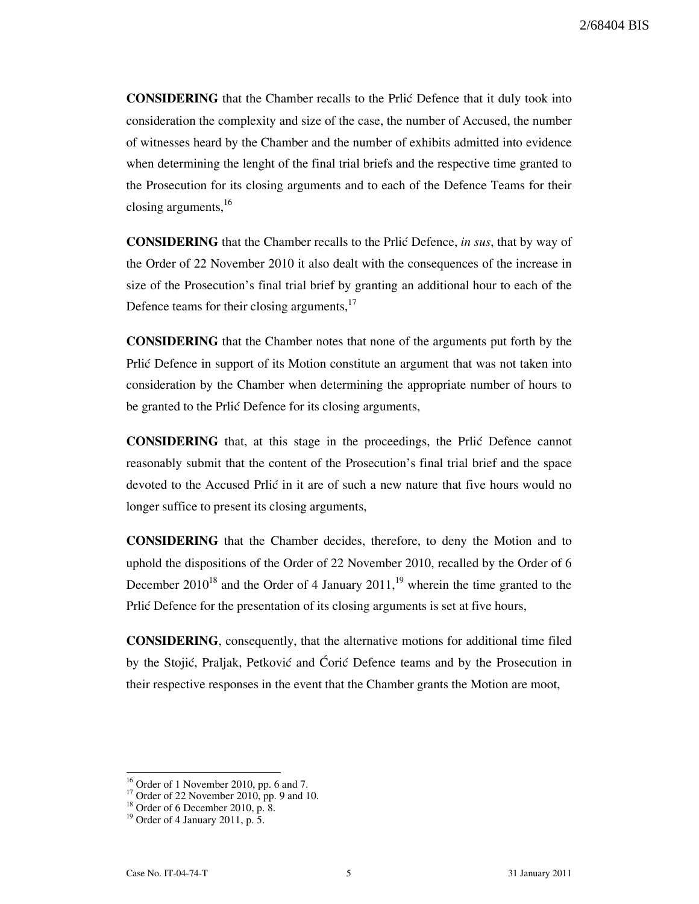**CONSIDERING** that the Chamber recalls to the Prlić Defence that it duly took into consideration the complexity and size of the case, the number of Accused, the number of witnesses heard by the Chamber and the number of exhibits admitted into evidence when determining the lenght of the final trial briefs and the respective time granted to the Prosecution for its closing arguments and to each of the Defence Teams for their closing arguments,[16]

**CONSIDERING** that the Chamber recalls to the Prlić Defence, *in sus*, that by way of the Order of 22 November 2010 it also dealt with the consequences of the increase in size of the Prosecution's final trial brief by granting an additional hour to each of the Defence teams for their closing arguments,[17]

**CONSIDERING** that the Chamber notes that none of the arguments put forth by the Prlić Defence in support of its Motion constitute an argument that was not taken into consideration by the Chamber when determining the appropriate number of hours to be granted to the Prlić Defence for its closing arguments,

**CONSIDERING** that, at this stage in the proceedings, the Prlić Defence cannot reasonably submit that the content of the Prosecution's final trial brief and the space devoted to the Accused Prlić in it are of such a new nature that five hours would no longer suffice to present its closing arguments,

**CONSIDERING** that the Chamber decides, therefore, to deny the Motion and to uphold the dispositions of the Order of 22 November 2010, recalled by the Order of 6 December 2010[18] and the Order of 4 January 2011,[19] wherein the time granted to the Prlić Defence for the presentation of its closing arguments is set at five hours,

**CONSIDERING**, consequently, that the alternative motions for additional time filed by the Stojić, Praljak, Petković and Ćorić Defence teams and by the Prosecution in their respective responses in the event that the Chamber grants the Motion are moot,

---

[16] Order of 1 November 2010, pp. 6 and 7.

[17] Order of 22 November 2010, pp. 9 and 10.

[18] Order of 6 December 2010, p. 8.

[19] Order of 4 January 2011, p. 5.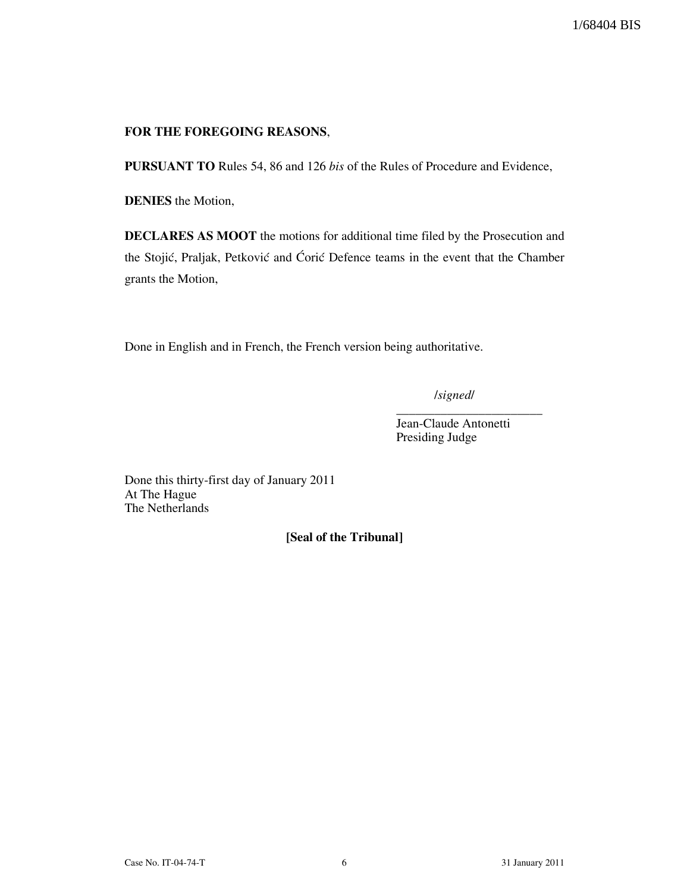**FOR THE FOREGOING REASONS**,

**PURSUANT TO** Rules 54, 86 and 126 *bis* of the Rules of Procedure and Evidence,

**DENIES** the Motion,

**DECLARES AS MOOT** the motions for additional time filed by the Prosecution and the Stojić, Praljak, Petković and Ćorić Defence teams in the event that the Chamber grants the Motion,

Done in English and in French, the French version being authoritative.

/*signed*/

_______________________

Jean-Claude Antonetti
Presiding Judge

Done this thirty-first day of January 2011
At The Hague
The Netherlands

**[Seal of the Tribunal]**